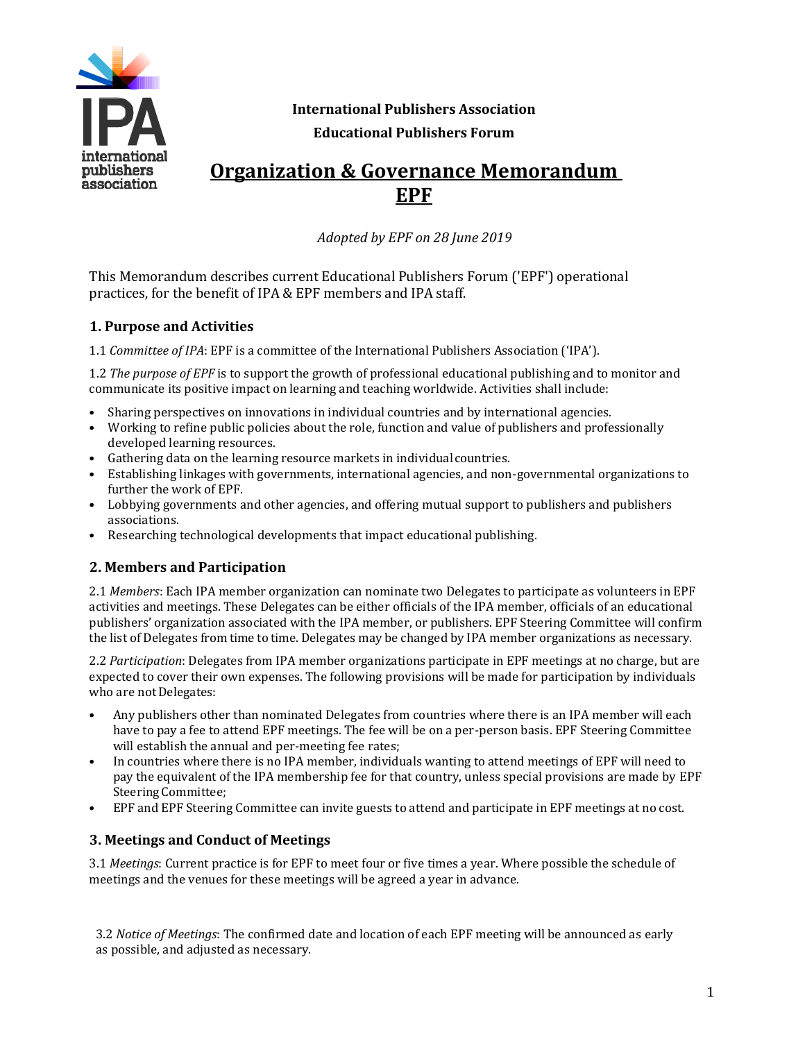**International Publishers Association**

**Educational Publishers Forum**

# Organization & Governance Memorandum EPF

*Adopted by EPF on 28 June 2019*

This Memorandum describes current Educational Publishers Forum ('EPF') operational practices, for the benefit of IPA & EPF members and IPA staff.

## 1. Purpose and Activities

1.1 *Committee of IPA*: EPF is a committee of the International Publishers Association ('IPA').

1.2 *The purpose of EPF* is to support the growth of professional educational publishing and to monitor and communicate its positive impact on learning and teaching worldwide. Activities shall include:

- Sharing perspectives on innovations in individual countries and by international agencies.
- Working to refine public policies about the role, function and value of publishers and professionally developed learning resources.
- Gathering data on the learning resource markets in individual countries.
- Establishing linkages with governments, international agencies, and non-governmental organizations to further the work of EPF.
- Lobbying governments and other agencies, and offering mutual support to publishers and publishers associations.
- Researching technological developments that impact educational publishing.

## 2. Members and Participation

2.1 *Members*: Each IPA member organization can nominate two Delegates to participate as volunteers in EPF activities and meetings. These Delegates can be either officials of the IPA member, officials of an educational publishers' organization associated with the IPA member, or publishers. EPF Steering Committee will confirm the list of Delegates from time to time. Delegates may be changed by IPA member organizations as necessary.

2.2 *Participation*: Delegates from IPA member organizations participate in EPF meetings at no charge, but are expected to cover their own expenses. The following provisions will be made for participation by individuals who are not Delegates:

- Any publishers other than nominated Delegates from countries where there is an IPA member will each have to pay a fee to attend EPF meetings. The fee will be on a per-person basis. EPF Steering Committee will establish the annual and per-meeting fee rates;
- In countries where there is no IPA member, individuals wanting to attend meetings of EPF will need to pay the equivalent of the IPA membership fee for that country, unless special provisions are made by EPF Steering Committee;
- EPF and EPF Steering Committee can invite guests to attend and participate in EPF meetings at no cost.

## 3. Meetings and Conduct of Meetings

3.1 *Meetings*: Current practice is for EPF to meet four or five times a year. Where possible the schedule of meetings and the venues for these meetings will be agreed a year in advance.

3.2 *Notice of Meetings*: The confirmed date and location of each EPF meeting will be announced as early as possible, and adjusted as necessary.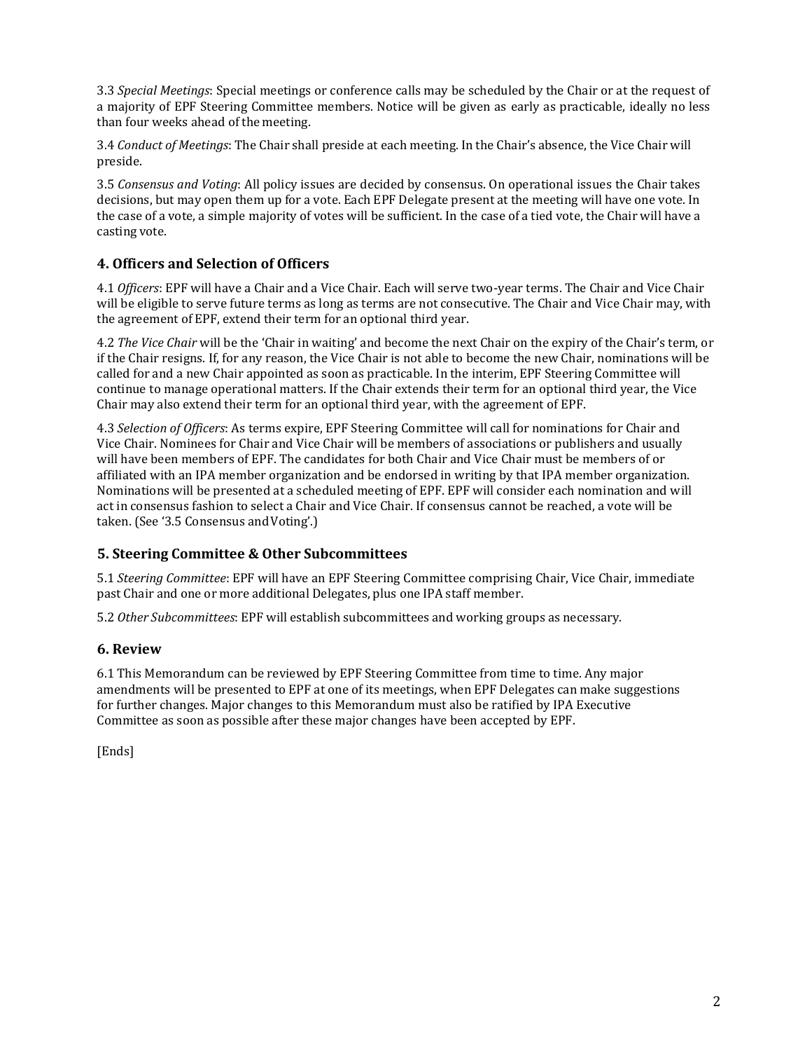3.3 *Special Meetings*: Special meetings or conference calls may be scheduled by the Chair or at the request of a majority of EPF Steering Committee members. Notice will be given as early as practicable, ideally no less than four weeks ahead of the meeting.

3.4 *Conduct of Meetings*: The Chair shall preside at each meeting. In the Chair's absence, the Vice Chair will preside.

3.5 *Consensus and Voting*: All policy issues are decided by consensus. On operational issues the Chair takes decisions, but may open them up for a vote. Each EPF Delegate present at the meeting will have one vote. In the case of a vote, a simple majority of votes will be sufficient. In the case of a tied vote, the Chair will have a casting vote.

## 4. Officers and Selection of Officers

4.1 *Officers*: EPF will have a Chair and a Vice Chair. Each will serve two-year terms. The Chair and Vice Chair will be eligible to serve future terms as long as terms are not consecutive. The Chair and Vice Chair may, with the agreement of EPF, extend their term for an optional third year.

4.2 *The Vice Chair* will be the 'Chair in waiting' and become the next Chair on the expiry of the Chair's term, or if the Chair resigns. If, for any reason, the Vice Chair is not able to become the new Chair, nominations will be called for and a new Chair appointed as soon as practicable. In the interim, EPF Steering Committee will continue to manage operational matters. If the Chair extends their term for an optional third year, the Vice Chair may also extend their term for an optional third year, with the agreement of EPF.

4.3 *Selection of Officers*: As terms expire, EPF Steering Committee will call for nominations for Chair and Vice Chair. Nominees for Chair and Vice Chair will be members of associations or publishers and usually will have been members of EPF. The candidates for both Chair and Vice Chair must be members of or affiliated with an IPA member organization and be endorsed in writing by that IPA member organization. Nominations will be presented at a scheduled meeting of EPF. EPF will consider each nomination and will act in consensus fashion to select a Chair and Vice Chair. If consensus cannot be reached, a vote will be taken. (See '3.5 Consensus and Voting'.)

## 5. Steering Committee & Other Subcommittees

5.1 *Steering Committee*: EPF will have an EPF Steering Committee comprising Chair, Vice Chair, immediate past Chair and one or more additional Delegates, plus one IPA staff member.

5.2 *Other Subcommittees*: EPF will establish subcommittees and working groups as necessary.

## 6. Review

6.1 This Memorandum can be reviewed by EPF Steering Committee from time to time. Any major amendments will be presented to EPF at one of its meetings, when EPF Delegates can make suggestions for further changes. Major changes to this Memorandum must also be ratified by IPA Executive Committee as soon as possible after these major changes have been accepted by EPF.

[Ends]